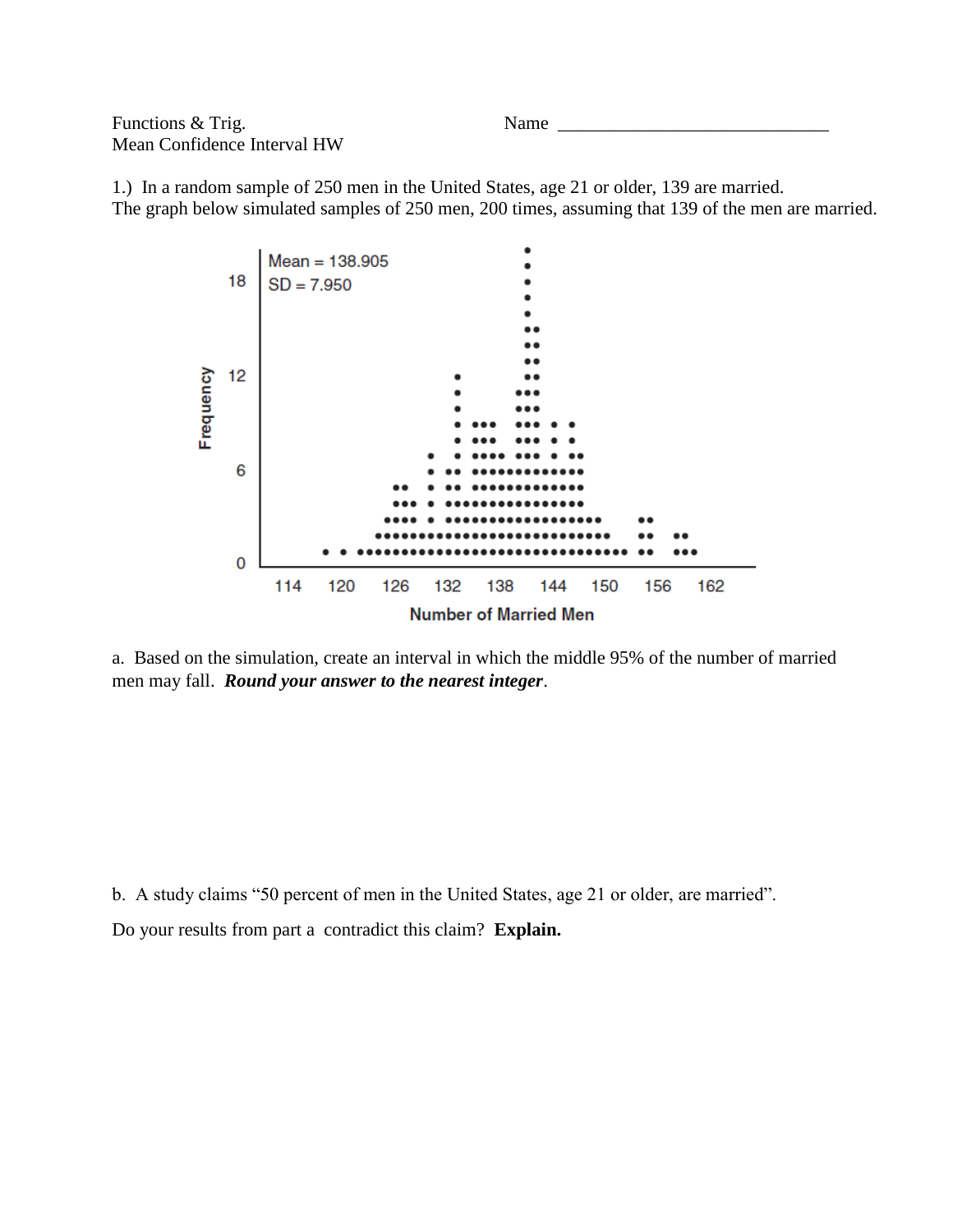Functions & Trig.

Mean Confidence Interval HW

Name ______________________________

1.) In a random sample of 250 men in the United States, age 21 or older, 139 are married.
The graph below simulated samples of 250 men, 200 times, assuming that 139 of the men are married.

Mean = 138.905
SD = 7.950

Frequency

Number of Married Men

a. Based on the simulation, create an interval in which the middle 95% of the number of married men may fall. ***Round your answer to the nearest integer***.

b. A study claims "50 percent of men in the United States, age 21 or older, are married".

Do your results from part a contradict this claim? **Explain.**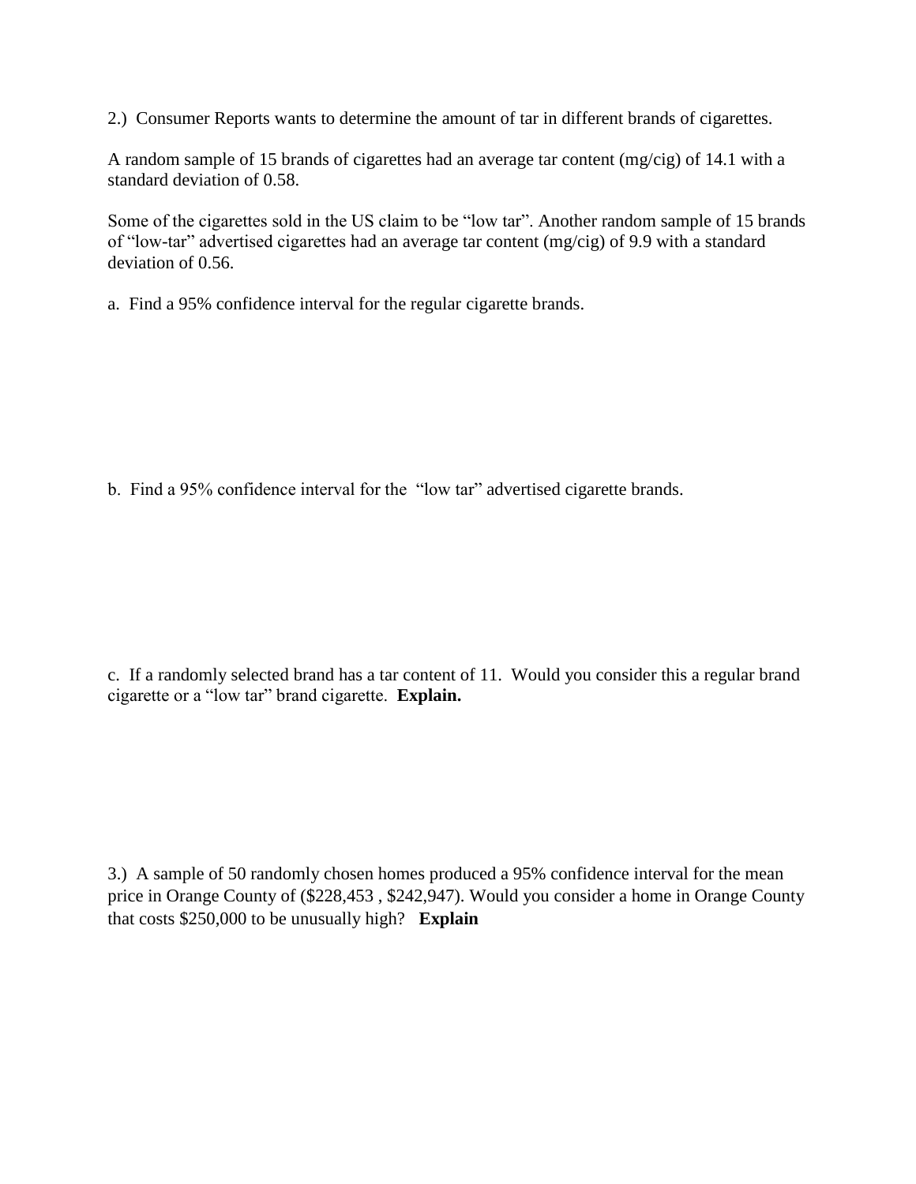2.) Consumer Reports wants to determine the amount of tar in different brands of cigarettes.

A random sample of 15 brands of cigarettes had an average tar content (mg/cig) of 14.1 with a standard deviation of 0.58.

Some of the cigarettes sold in the US claim to be "low tar". Another random sample of 15 brands of "low-tar" advertised cigarettes had an average tar content (mg/cig) of 9.9 with a standard deviation of 0.56.

a. Find a 95% confidence interval for the regular cigarette brands.

b. Find a 95% confidence interval for the "low tar" advertised cigarette brands.

c. If a randomly selected brand has a tar content of 11. Would you consider this a regular brand cigarette or a "low tar" brand cigarette. **Explain.**

3.) A sample of 50 randomly chosen homes produced a 95% confidence interval for the mean price in Orange County of ($228,453 , $242,947). Would you consider a home in Orange County that costs $250,000 to be unusually high? **Explain**